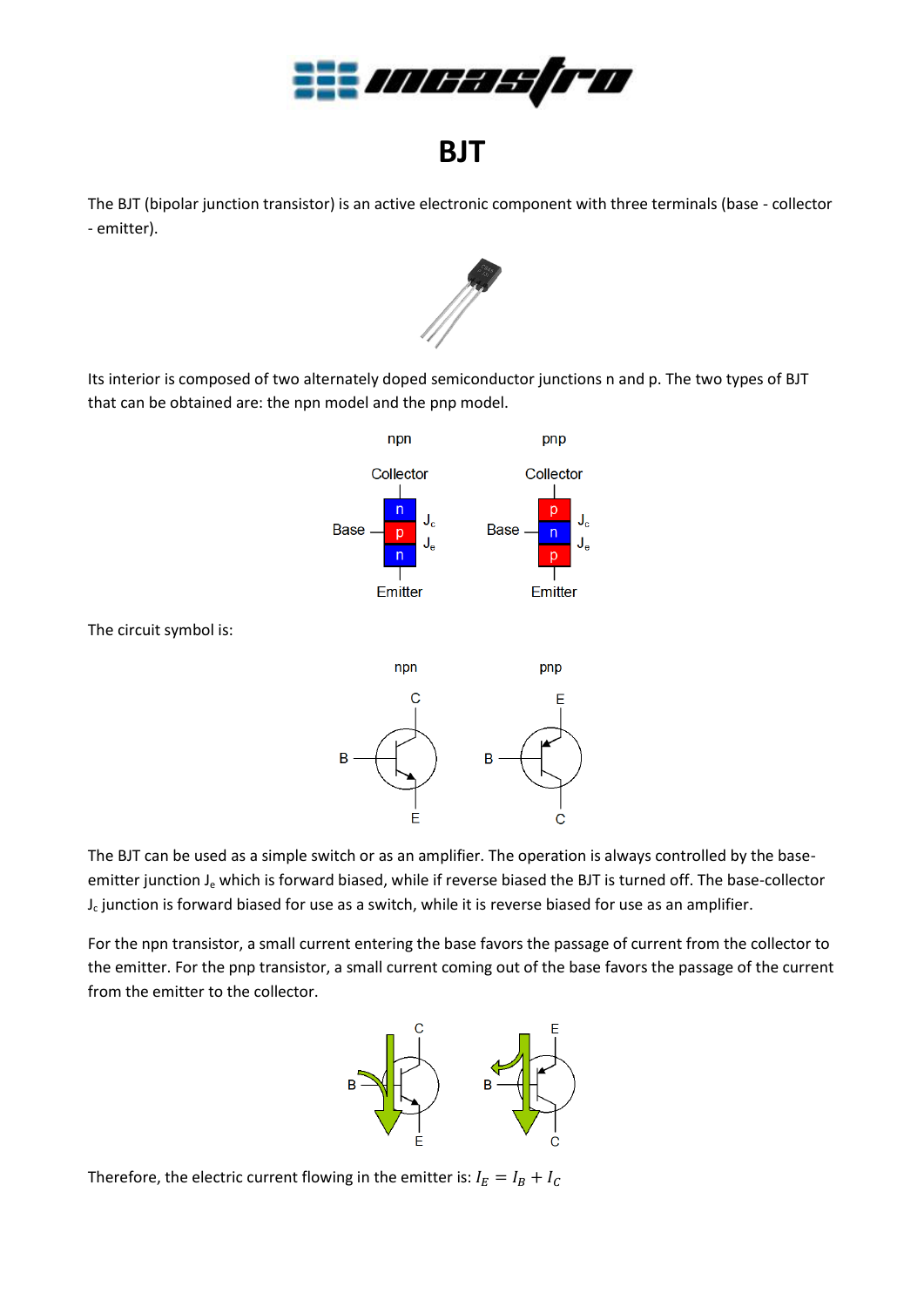# BJT

The BJT (bipolar junction transistor) is an active electronic component with three terminals (base - collector - emitter).

Its interior is composed of two alternately doped semiconductor junctions n and p. The two types of BJT that can be obtained are: the npn model and the pnp model.

The circuit symbol is:

The BJT can be used as a simple switch or as an amplifier. The operation is always controlled by the base-emitter junction $J_e$ which is forward biased, while if reverse biased the BJT is turned off. The base-collector $J_c$ junction is forward biased for use as a switch, while it is reverse biased for use as an amplifier.

For the npn transistor, a small current entering the base favors the passage of current from the collector to the emitter. For the pnp transistor, a small current coming out of the base favors the passage of the current from the emitter to the collector.

Therefore, the electric current flowing in the emitter is: $I_E = I_B + I_C$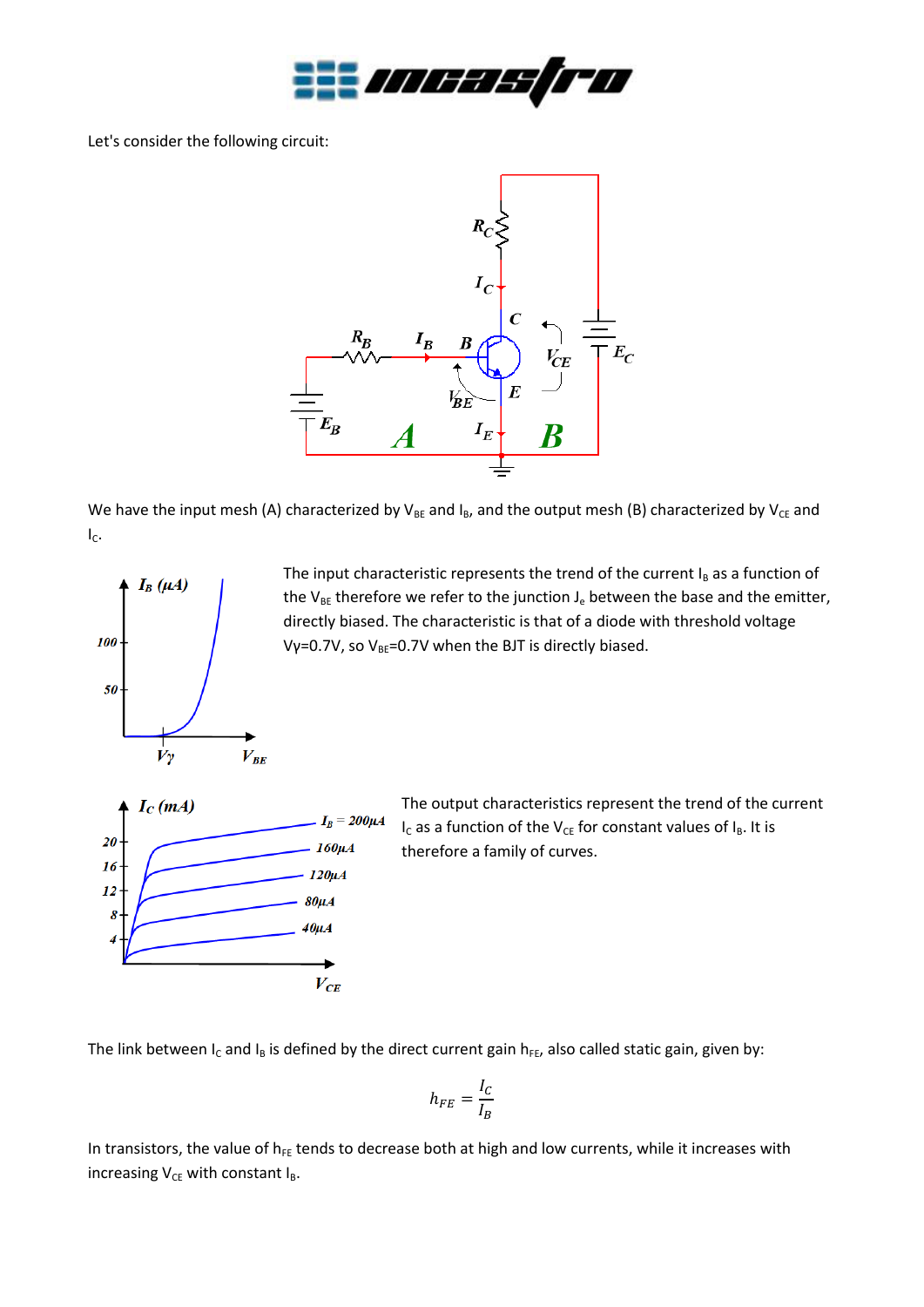Let's consider the following circuit:

We have the input mesh (A) characterized by $V_{BE}$ and $I_B$, and the output mesh (B) characterized by $V_{CE}$ and $I_C$.

The input characteristic represents the trend of the current $I_B$ as a function of the $V_{BE}$ therefore we refer to the junction $J_e$ between the base and the emitter, directly biased. The characteristic is that of a diode with threshold voltage Vγ=0.7V, so $V_{BE}$=0.7V when the BJT is directly biased.

The output characteristics represent the trend of the current $I_C$ as a function of the $V_{CE}$ for constant values of $I_B$. It is therefore a family of curves.

The link between $I_C$ and $I_B$ is defined by the direct current gain $h_{FE}$, also called static gain, given by:

$$h_{FE} = \frac{I_C}{I_B}$$

In transistors, the value of $h_{FE}$ tends to decrease both at high and low currents, while it increases with increasing $V_{CE}$ with constant $I_B$.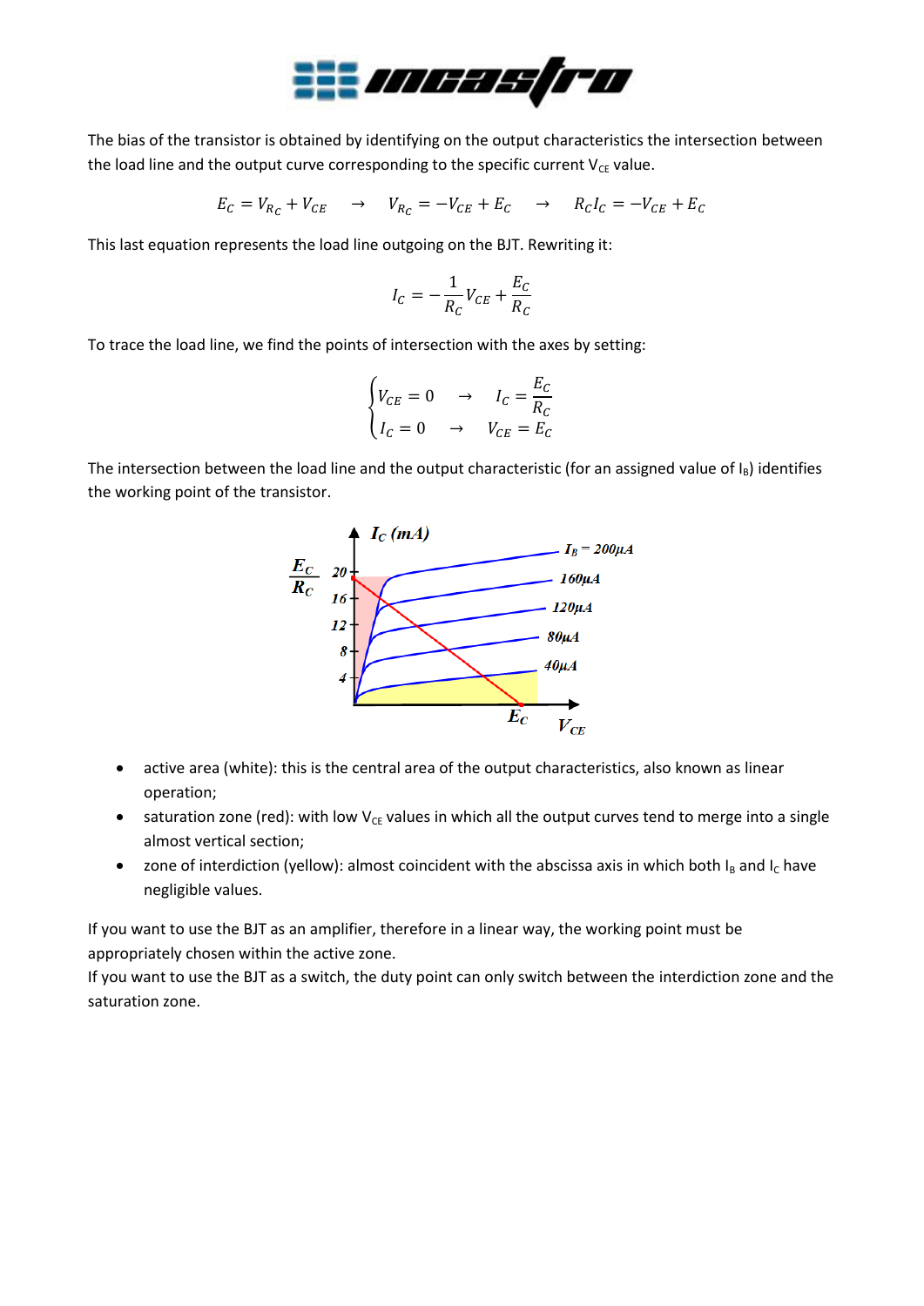The bias of the transistor is obtained by identifying on the output characteristics the intersection between the load line and the output curve corresponding to the specific current $V_{CE}$ value.

$$E_C = V_{R_C} + V_{CE} \quad \rightarrow \quad V_{R_C} = -V_{CE} + E_C \quad \rightarrow \quad R_C I_C = -V_{CE} + E_C$$

This last equation represents the load line outgoing on the BJT. Rewriting it:

$$I_C = -\frac{1}{R_C} V_{CE} + \frac{E_C}{R_C}$$

To trace the load line, we find the points of intersection with the axes by setting:

$$\begin{cases} V_{CE} = 0 & \rightarrow \quad I_C = \dfrac{E_C}{R_C} \\ I_C = 0 & \rightarrow \quad V_{CE} = E_C \end{cases}$$

The intersection between the load line and the output characteristic (for an assigned value of $I_B$) identifies the working point of the transistor.

- active area (white): this is the central area of the output characteristics, also known as linear operation;
- saturation zone (red): with low $V_{CE}$ values in which all the output curves tend to merge into a single almost vertical section;
- zone of interdiction (yellow): almost coincident with the abscissa axis in which both $I_B$ and $I_C$ have negligible values.

If you want to use the BJT as an amplifier, therefore in a linear way, the working point must be appropriately chosen within the active zone.
If you want to use the BJT as a switch, the duty point can only switch between the interdiction zone and the saturation zone.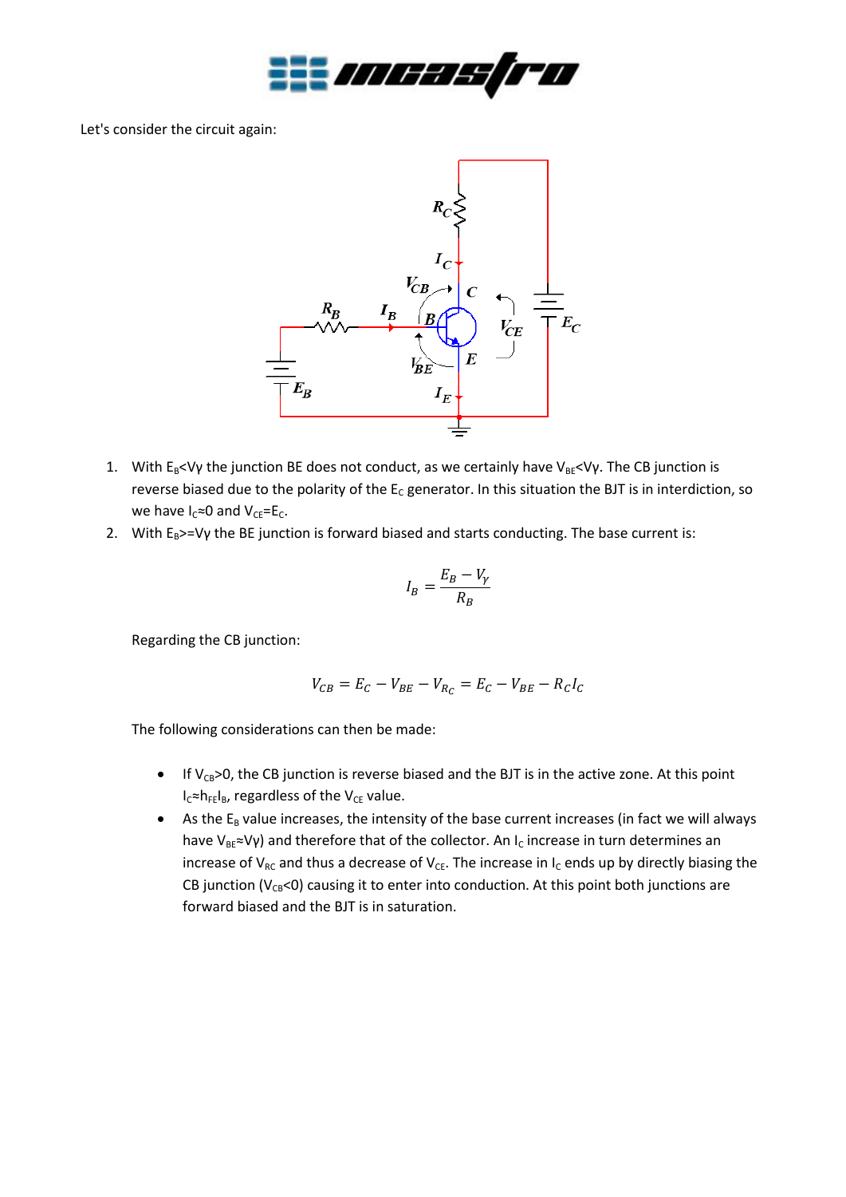Let's consider the circuit again:

1. With $E_B$<Vγ the junction BE does not conduct, as we certainly have $V_{BE}$<Vγ. The CB junction is reverse biased due to the polarity of the $E_C$ generator. In this situation the BJT is in interdiction, so we have $I_C \approx 0$ and $V_{CE}=E_C$.
2. With $E_B$>=Vγ the BE junction is forward biased and starts conducting. The base current is:

$$I_B = \frac{E_B - V_\gamma}{R_B}$$

Regarding the CB junction:

$$V_{CB} = E_C - V_{BE} - V_{R_C} = E_C - V_{BE} - R_C I_C$$

The following considerations can then be made:

- If $V_{CB}$>0, the CB junction is reverse biased and the BJT is in the active zone. At this point $I_C \approx h_{FE} I_B$, regardless of the $V_{CE}$ value.
- As the $E_B$ value increases, the intensity of the base current increases (in fact we will always have $V_{BE} \approx V\gamma$) and therefore that of the collector. An $I_C$ increase in turn determines an increase of $V_{RC}$ and thus a decrease of $V_{CE}$. The increase in $I_C$ ends up by directly biasing the CB junction ($V_{CB}$<0) causing it to enter into conduction. At this point both junctions are forward biased and the BJT is in saturation.